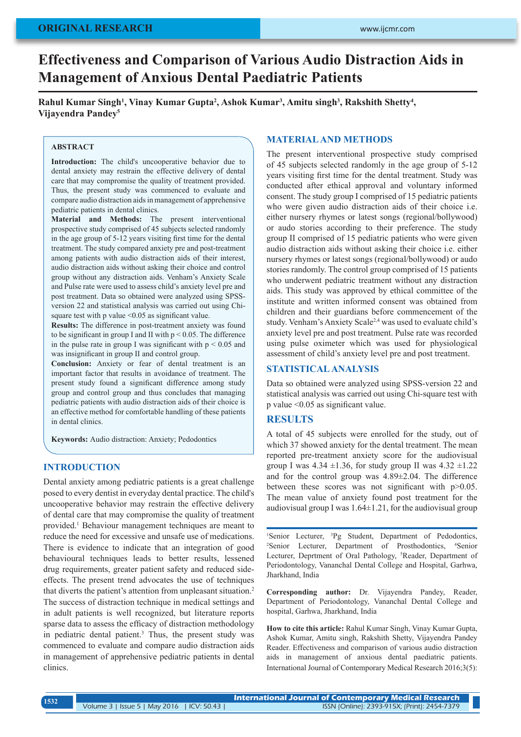ORIGINAL RESEARCH

# Effectiveness and Comparison of Various Audio Distraction Aids in Management of Anxious Dental Paediatric Patients

**Rahul Kumar Singh[1], Vinay Kumar Gupta[2], Ashok Kumar[3], Amitu singh[3], Rakshith Shetty[4], Vijayendra Pandey[5]**

## ABSTRACT

**Introduction:** The child's uncooperative behavior due to dental anxiety may restrain the effective delivery of dental care that may compromise the quality of treatment provided. Thus, the present study was commenced to evaluate and compare audio distraction aids in management of apprehensive pediatric patients in dental clinics.

**Material and Methods:** The present interventional prospective study comprised of 45 subjects selected randomly in the age group of 5-12 years visiting first time for the dental treatment. The study compared anxiety pre and post-treatment among patients with audio distraction aids of their interest, audio distraction aids without asking their choice and control group without any distraction aids. Venham's Anxiety Scale and Pulse rate were used to assess child's anxiety level pre and post treatment. Data so obtained were analyzed using SPSS-version 22 and statistical analysis was carried out using Chi-square test with p value <0.05 as significant value.

**Results:** The difference in post-treatment anxiety was found to be significant in group I and II with $p < 0.05$. The difference in the pulse rate in group I was significant with $p < 0.05$ and was insignificant in group II and control group.

**Conclusion:** Anxiety or fear of dental treatment is an important factor that results in avoidance of treatment. The present study found a significant difference among study group and control group and thus concludes that managing pediatric patients with audio distraction aids of their choice is an effective method for comfortable handling of these patients in dental clinics.

**Keywords:** Audio distraction: Anxiety; Pedodontics

## INTRODUCTION

Dental anxiety among pediatric patients is a great challenge posed to every dentist in everyday dental practice. The child's uncooperative behavior may restrain the effective delivery of dental care that may compromise the quality of treatment provided.[1] Behaviour management techniques are meant to reduce the need for excessive and unsafe use of medications. There is evidence to indicate that an integration of good behavioural techniques leads to better results, lessened drug requirements, greater patient safety and reduced side-effects. The present trend advocates the use of techniques that diverts the patient's attention from unpleasant situation.[2] The success of distraction technique in medical settings and in adult patients is well recognized, but literature reports sparse data to assess the efficacy of distraction methodology in pediatric dental patient.[3] Thus, the present study was commenced to evaluate and compare audio distraction aids in management of apprehensive pediatric patients in dental clinics.

## MATERIAL AND METHODS

The present interventional prospective study comprised of 45 subjects selected randomly in the age group of 5-12 years visiting first time for the dental treatment. Study was conducted after ethical approval and voluntary informed consent. The study group I comprised of 15 pediatric patients who were given audio distraction aids of their choice i.e. either nursery rhymes or latest songs (regional/bollywood) or audo stories according to their preference. The study group II comprised of 15 pediatric patients who were given audio distraction aids without asking their choice i.e. either nursery rhymes or latest songs (regional/bollywood) or audo stories randomly. The control group comprised of 15 patients who underwent pediatric treatment without any distraction aids. This study was approved by ethical committee of the institute and written informed consent was obtained from children and their guardians before commencement of the study. Venham's Anxiety Scale[2,4] was used to evaluate child's anxiety level pre and post treatment. Pulse rate was recorded using pulse oximeter which was used for physiological assessment of child's anxiety level pre and post treatment.

## STATISTICAL ANALYSIS

Data so obtained were analyzed using SPSS-version 22 and statistical analysis was carried out using Chi-square test with p value <0.05 as significant value.

## RESULTS

A total of 45 subjects were enrolled for the study, out of which 37 showed anxiety for the dental treatment. The mean reported pre-treatment anxiety score for the audiovisual group I was 4.34 ±1.36, for study group II was 4.32 ±1.22 and for the control group was 4.89±2.04. The difference between these scores was not significant with p>0.05. The mean value of anxiety found post treatment for the audiovisual group I was 1.64±1.21, for the audiovisual group

[1]Senior Lecturer, [3]Pg Student, Department of Pedodontics, [2]Senior Lecturer, Department of Prosthodontics, [4]Senior Lecturer, Deprtment of Oral Pathology, [5]Reader, Department of Periodontology, Vananchal Dental College and Hospital, Garhwa, Jharkhand, India

**Corresponding author:** Dr. Vijayendra Pandey, Reader, Department of Periodontology, Vananchal Dental College and hospital, Garhwa, Jharkhand, India

**How to cite this article:** Rahul Kumar Singh, Vinay Kumar Gupta, Ashok Kumar, Amitu singh, Rakshith Shetty, Vijayendra Pandey Reader. Effectiveness and comparison of various audio distraction aids in management of anxious dental paediatric patients. International Journal of Contemporary Medical Research 2016;3(5):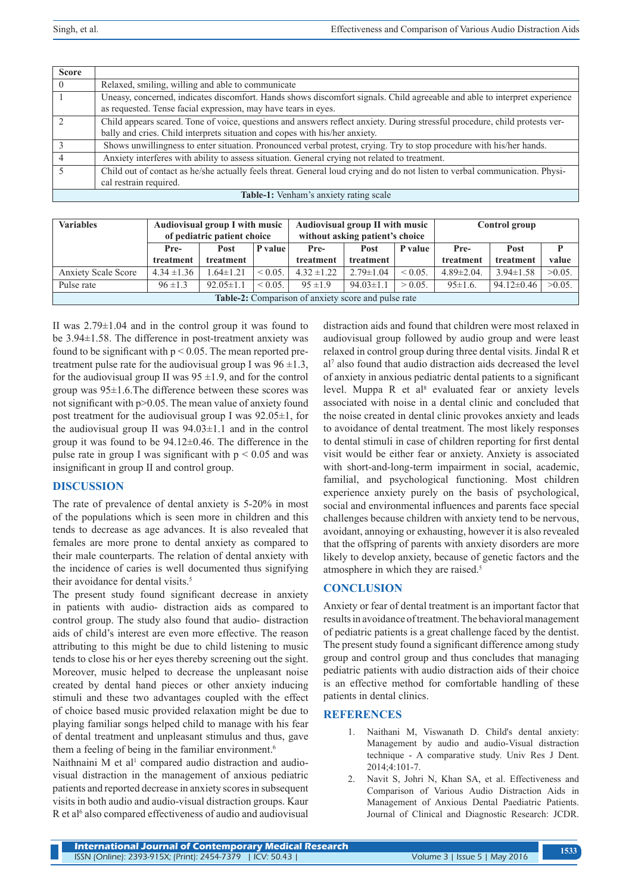| Score | |
|---|---|
| 0 | Relaxed, smiling, willing and able to communicate |
| 1 | Uneasy, concerned, indicates discomfort. Hands shows discomfort signals. Child agreeable and able to interpret experience as requested. Tense facial expression, may have tears in eyes. |
| 2 | Child appears scared. Tone of voice, questions and answers reflect anxiety. During stressful procedure, child protests verbally and cries. Child interprets situation and copes with his/her anxiety. |
| 3 | Shows unwillingness to enter situation. Pronounced verbal protest, crying. Try to stop procedure with his/her hands. |
| 4 | Anxiety interferes with ability to assess situation. General crying not related to treatment. |
| 5 | Child out of contact as he/she actually feels threat. General loud crying and do not listen to verbal communication. Physical restrain required. |

**Table-1:** Venham's anxiety rating scale

| Variables | Audiovisual group I with music of pediatric patient choice | | | Audiovisual group II with music without asking patient's choice | | | Control group | | |
|---|---|---|---|---|---|---|---|---|---|
| | Pre-treatment | Post treatment | P value | Pre-treatment | Post treatment | P value | Pre-treatment | Post treatment | P value |
| Anxiety Scale Score | 4.34 ±1.36 | 1.64±1.21 | < 0.05. | 4.32 ±1.22 | 2.79±1.04 | < 0.05. | 4.89±2.04. | 3.94±1.58 | >0.05. |
| Pulse rate | 96 ±1.3 | 92.05±1.1 | < 0.05. | 95 ±1.9 | 94.03±1.1 | > 0.05. | 95±1.6. | 94.12±0.46 | >0.05. |

**Table-2:** Comparison of anxiety score and pulse rate

II was 2.79±1.04 and in the control group it was found to be 3.94±1.58. The difference in post-treatment anxiety was found to be significant with $p < 0.05$. The mean reported pre-treatment pulse rate for the audiovisual group I was 96 ±1.3, for the audiovisual group II was 95 ±1.9, and for the control group was 95±1.6.The difference between these scores was not significant with $p>0.05$. The mean value of anxiety found post treatment for the audiovisual group I was 92.05±1, for the audiovisual group II was 94.03±1.1 and in the control group it was found to be 94.12±0.46. The difference in the pulse rate in group I was significant with $p < 0.05$ and was insignificant in group II and control group.

## DISCUSSION

The rate of prevalence of dental anxiety is 5-20% in most of the populations which is seen more in children and this tends to decrease as age advances. It is also revealed that females are more prone to dental anxiety as compared to their male counterparts. The relation of dental anxiety with the incidence of caries is well documented thus signifying their avoidance for dental visits.[5]

The present study found significant decrease in anxiety in patients with audio- distraction aids as compared to control group. The study also found that audio- distraction aids of child's interest are even more effective. The reason attributing to this might be due to child listening to music tends to close his or her eyes thereby screening out the sight. Moreover, music helped to decrease the unpleasant noise created by dental hand pieces or other anxiety inducing stimuli and these two advantages coupled with the effect of choice based music provided relaxation might be due to playing familiar songs helped child to manage with his fear of dental treatment and unpleasant stimulus and thus, gave them a feeling of being in the familiar environment.[6]

Naithnaini M et al[1] compared audio distraction and audio-visual distraction in the management of anxious pediatric patients and reported decrease in anxiety scores in subsequent visits in both audio and audio-visual distraction groups. Kaur R et al[6] also compared effectiveness of audio and audiovisual distraction aids and found that children were most relaxed in audiovisual group followed by audio group and were least relaxed in control group during three dental visits. Jindal R et al[7] also found that audio distraction aids decreased the level of anxiety in anxious pediatric dental patients to a significant level. Muppa R et al[8] evaluated fear or anxiety levels associated with noise in a dental clinic and concluded that the noise created in dental clinic provokes anxiety and leads to avoidance of dental treatment. The most likely responses to dental stimuli in case of children reporting for first dental visit would be either fear or anxiety. Anxiety is associated with short-and-long-term impairment in social, academic, familial, and psychological functioning. Most children experience anxiety purely on the basis of psychological, social and environmental influences and parents face special challenges because children with anxiety tend to be nervous, avoidant, annoying or exhausting, however it is also revealed that the offspring of parents with anxiety disorders are more likely to develop anxiety, because of genetic factors and the atmosphere in which they are raised.[5]

## CONCLUSION

Anxiety or fear of dental treatment is an important factor that results in avoidance of treatment. The behavioral management of pediatric patients is a great challenge faced by the dentist. The present study found a significant difference among study group and control group and thus concludes that managing pediatric patients with audio distraction aids of their choice is an effective method for comfortable handling of these patients in dental clinics.

## REFERENCES

1. Naithani M, Viswanath D. Child's dental anxiety: Management by audio and audio-Visual distraction technique - A comparative study. Univ Res J Dent. 2014;4:101-7.
2. Navit S, Johri N, Khan SA, et al. Effectiveness and Comparison of Various Audio Distraction Aids in Management of Anxious Dental Paediatric Patients. Journal of Clinical and Diagnostic Research: JCDR.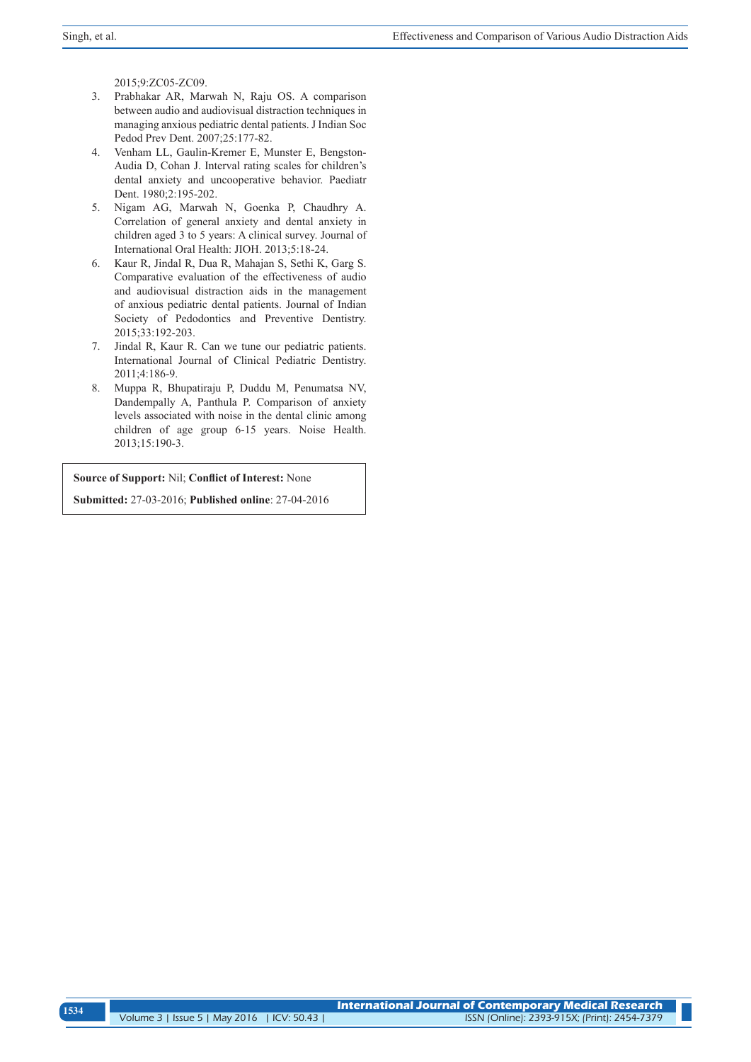2015;9:ZC05-ZC09.

3. Prabhakar AR, Marwah N, Raju OS. A comparison between audio and audiovisual distraction techniques in managing anxious pediatric dental patients. J Indian Soc Pedod Prev Dent. 2007;25:177-82.
4. Venham LL, Gaulin-Kremer E, Munster E, Bengston-Audia D, Cohan J. Interval rating scales for children's dental anxiety and uncooperative behavior. Paediatr Dent. 1980;2:195-202.
5. Nigam AG, Marwah N, Goenka P, Chaudhry A. Correlation of general anxiety and dental anxiety in children aged 3 to 5 years: A clinical survey. Journal of International Oral Health: JIOH. 2013;5:18-24.
6. Kaur R, Jindal R, Dua R, Mahajan S, Sethi K, Garg S. Comparative evaluation of the effectiveness of audio and audiovisual distraction aids in the management of anxious pediatric dental patients. Journal of Indian Society of Pedodontics and Preventive Dentistry. 2015;33:192-203.
7. Jindal R, Kaur R. Can we tune our pediatric patients. International Journal of Clinical Pediatric Dentistry. 2011;4:186-9.
8. Muppa R, Bhupatiraju P, Duddu M, Penumatsa NV, Dandempally A, Panthula P. Comparison of anxiety levels associated with noise in the dental clinic among children of age group 6-15 years. Noise Health. 2013;15:190-3.

**Source of Support:** Nil; **Conflict of Interest:** None

**Submitted:** 27-03-2016; **Published online**: 27-04-2016